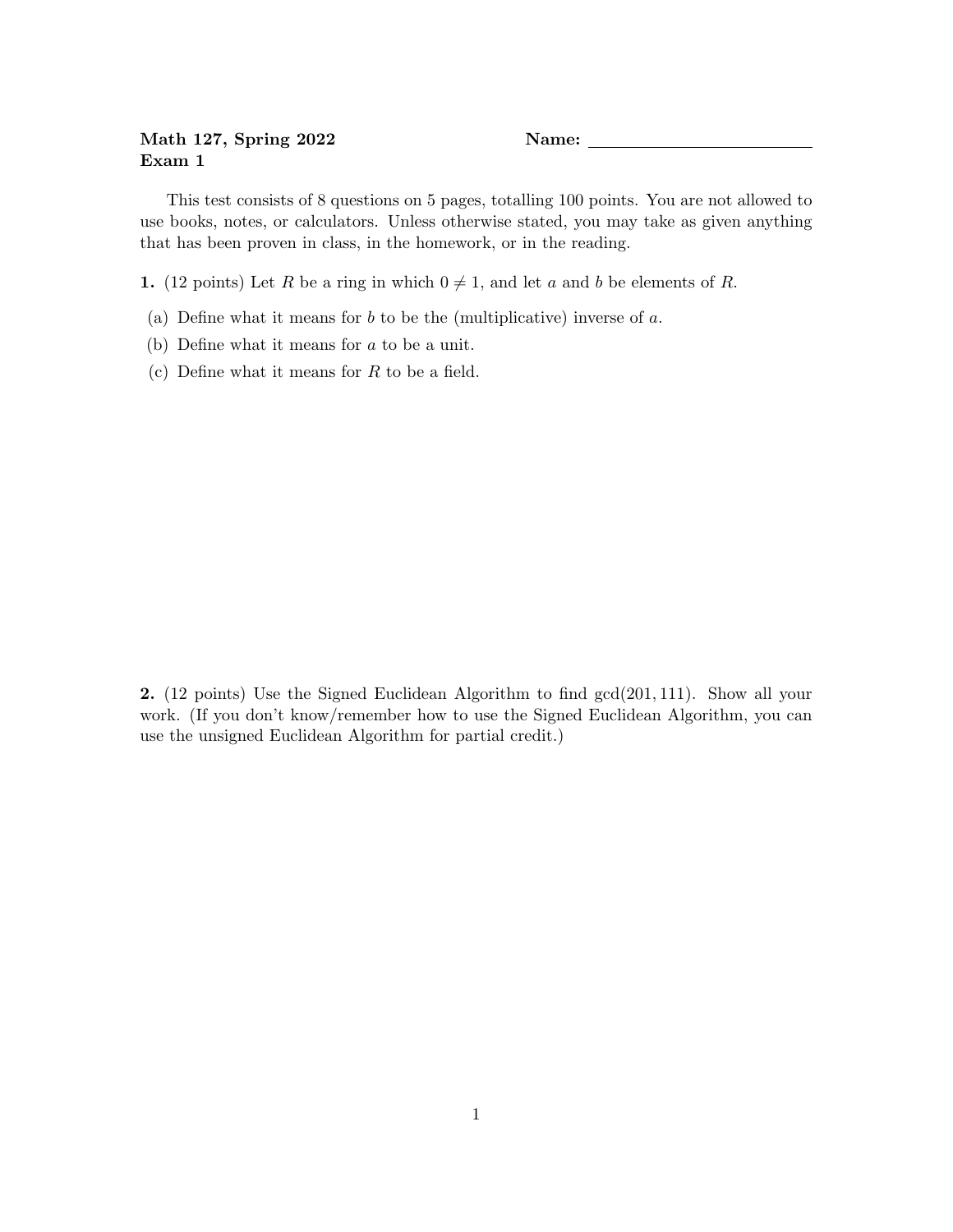**Math 127, Spring 2022** **Name:** ____________________
**Exam 1**

This test consists of 8 questions on 5 pages, totalling 100 points. You are not allowed to use books, notes, or calculators. Unless otherwise stated, you may take as given anything that has been proven in class, in the homework, or in the reading.

**1.** (12 points) Let $R$ be a ring in which $0 \neq 1$, and let $a$ and $b$ be elements of $R$.

(a) Define what it means for $b$ to be the (multiplicative) inverse of $a$.

(b) Define what it means for $a$ to be a unit.

(c) Define what it means for $R$ to be a field.

**2.** (12 points) Use the Signed Euclidean Algorithm to find $\gcd(201, 111)$. Show all your work. (If you don't know/remember how to use the Signed Euclidean Algorithm, you can use the unsigned Euclidean Algorithm for partial credit.)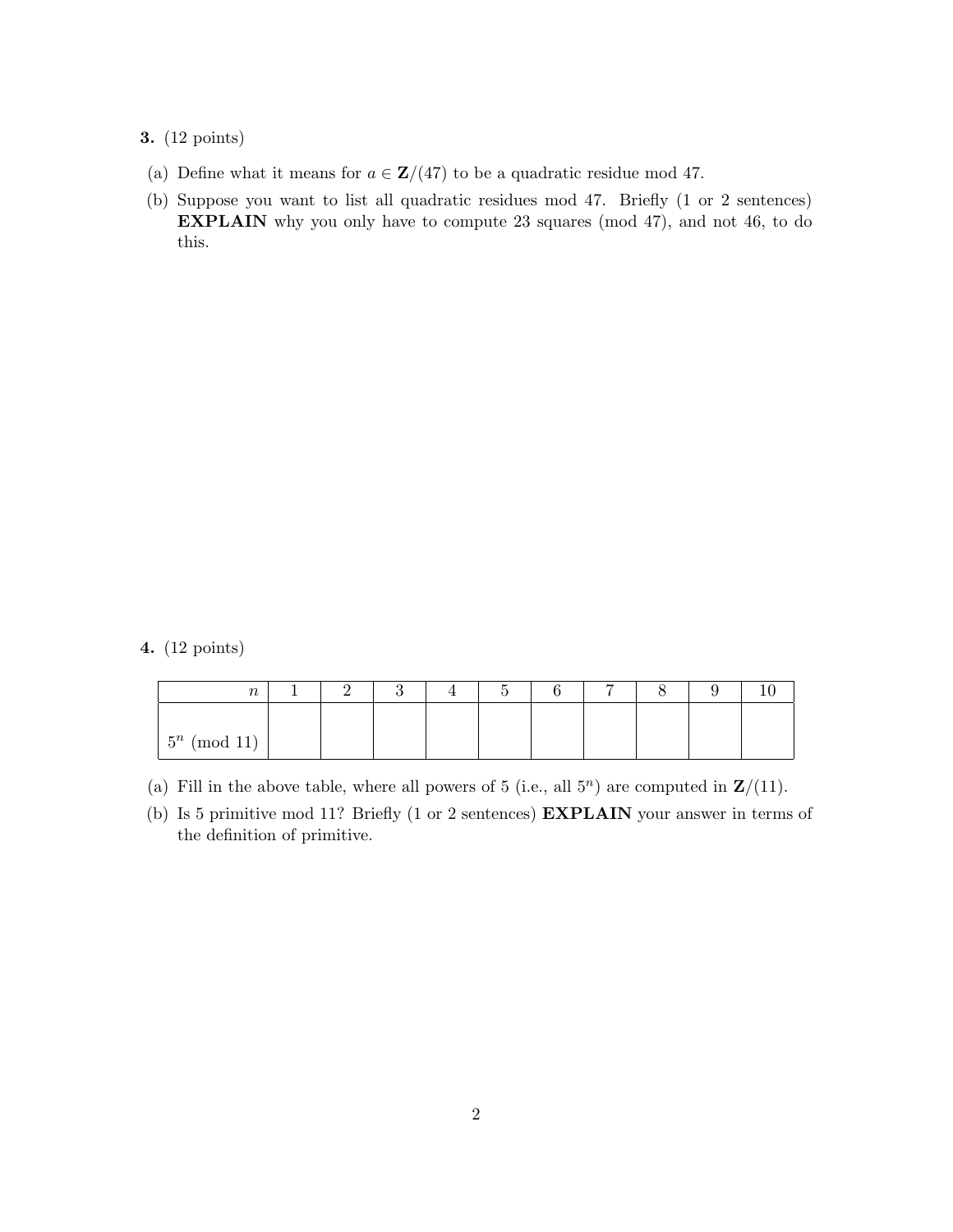**3.** (12 points)

(a) Define what it means for $a \in \mathbf{Z}/(47)$ to be a quadratic residue mod 47.

(b) Suppose you want to list all quadratic residues mod 47. Briefly (1 or 2 sentences) **EXPLAIN** why you only have to compute 23 squares (mod 47), and not 46, to do this.

**4.** (12 points)

| $n$ | 1 | 2 | 3 | 4 | 5 | 6 | 7 | 8 | 9 | 10 |
|---|---|---|---|---|---|---|---|---|---|---|
| $5^n \pmod{11}$ | | | | | | | | | | |

(a) Fill in the above table, where all powers of 5 (i.e., all $5^n$) are computed in $\mathbf{Z}/(11)$.

(b) Is 5 primitive mod 11? Briefly (1 or 2 sentences) **EXPLAIN** your answer in terms of the definition of primitive.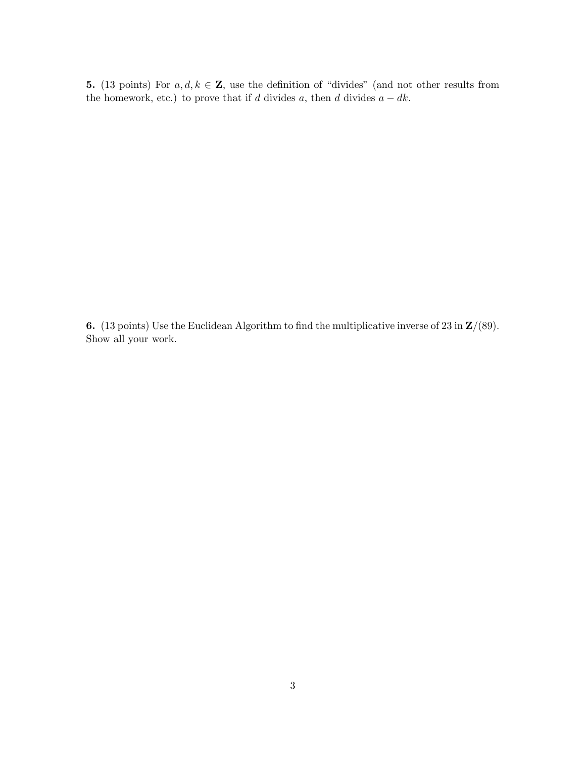**5.** (13 points) For $a, d, k \in \mathbf{Z}$, use the definition of "divides" (and not other results from the homework, etc.) to prove that if $d$ divides $a$, then $d$ divides $a - dk$.

**6.** (13 points) Use the Euclidean Algorithm to find the multiplicative inverse of 23 in $\mathbf{Z}/(89)$. Show all your work.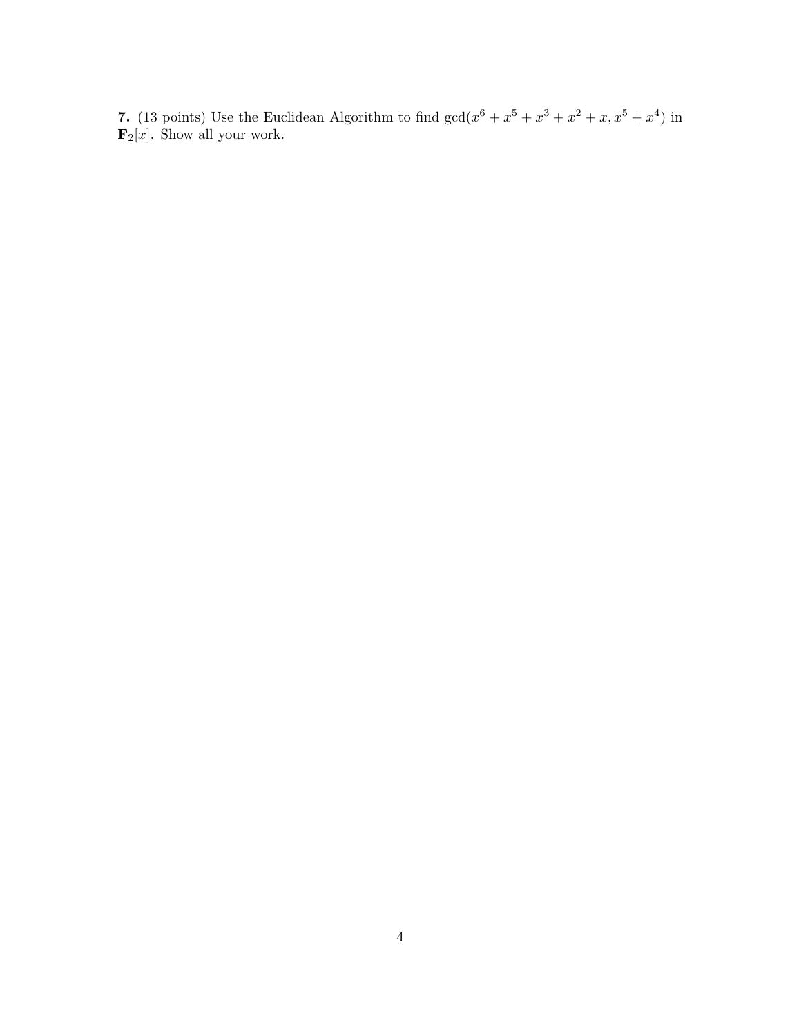**7.** (13 points) Use the Euclidean Algorithm to find $\gcd(x^6 + x^5 + x^3 + x^2 + x, x^5 + x^4)$ in $\mathbf{F}_2[x]$. Show all your work.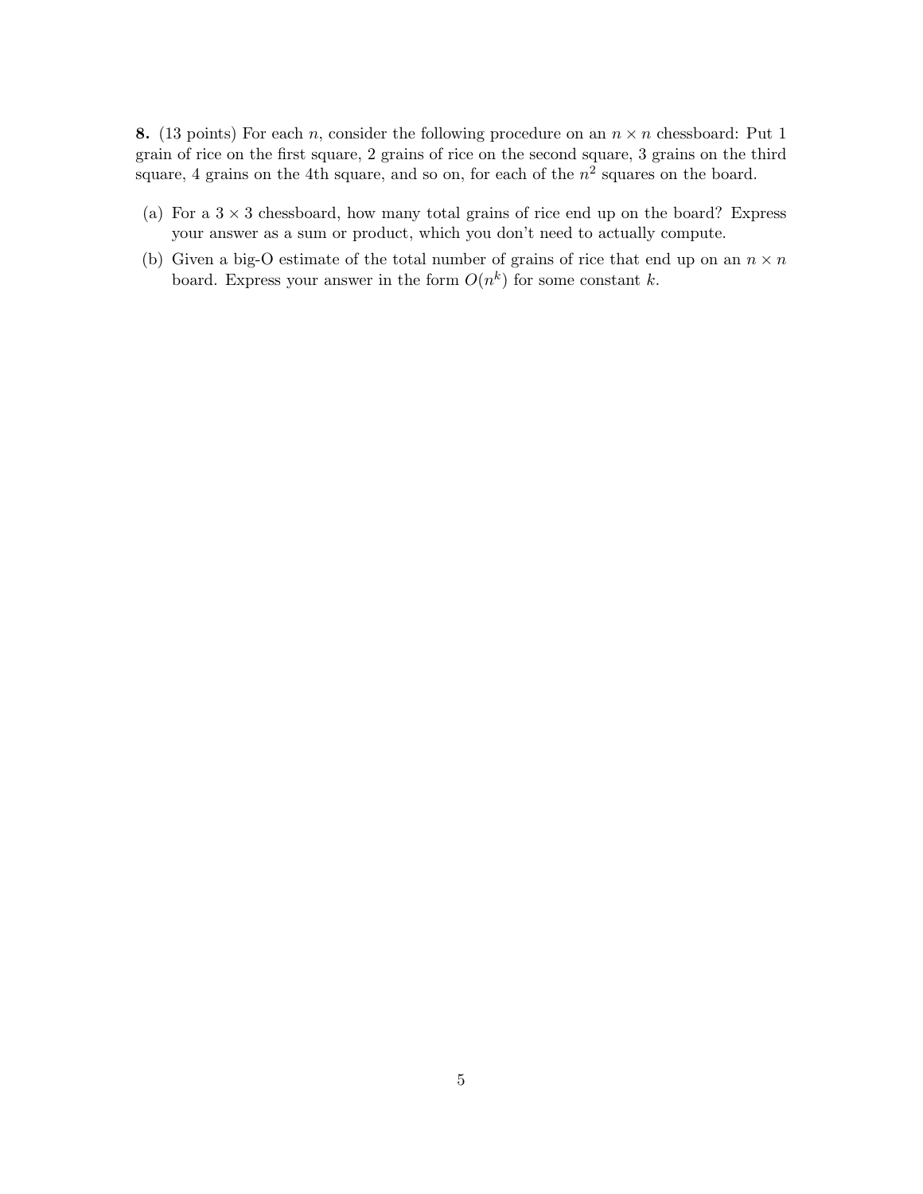**8.** (13 points) For each $n$, consider the following procedure on an $n \times n$ chessboard: Put 1 grain of rice on the first square, 2 grains of rice on the second square, 3 grains on the third square, 4 grains on the 4th square, and so on, for each of the $n^2$ squares on the board.

(a) For a $3 \times 3$ chessboard, how many total grains of rice end up on the board? Express your answer as a sum or product, which you don't need to actually compute.

(b) Given a big-O estimate of the total number of grains of rice that end up on an $n \times n$ board. Express your answer in the form $O(n^k)$ for some constant $k$.